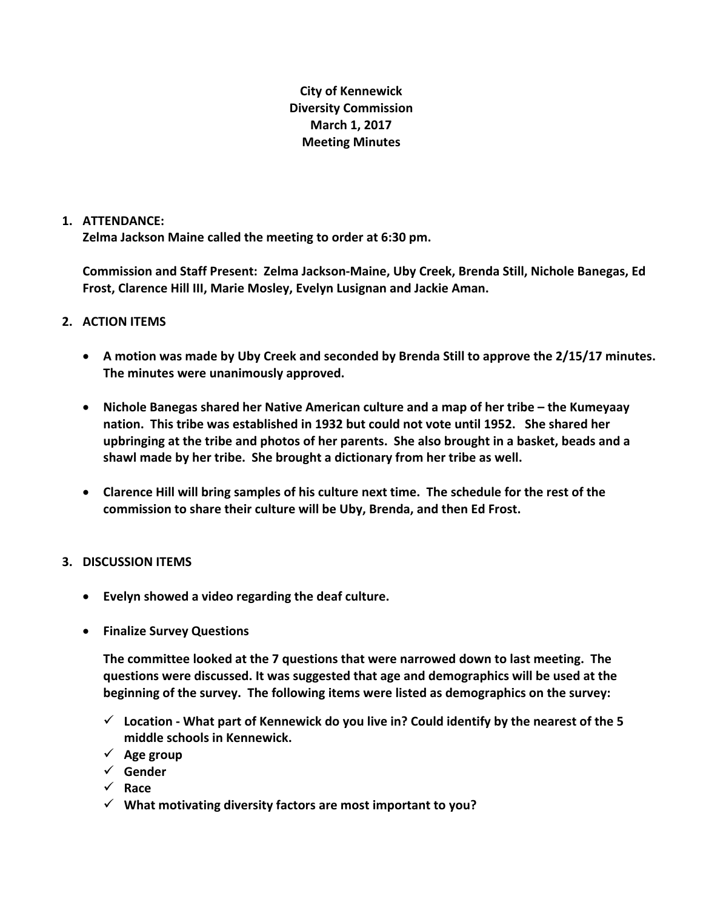**City of Kennewick**
**Diversity Commission**
**March 1, 2017**
**Meeting Minutes**

1. **ATTENDANCE:**
   **Zelma Jackson Maine called the meeting to order at 6:30 pm.**

   **Commission and Staff Present: Zelma Jackson-Maine, Uby Creek, Brenda Still, Nichole Banegas, Ed Frost, Clarence Hill III, Marie Mosley, Evelyn Lusignan and Jackie Aman.**

2. **ACTION ITEMS**

   - **A motion was made by Uby Creek and seconded by Brenda Still to approve the 2/15/17 minutes. The minutes were unanimously approved.**

   - **Nichole Banegas shared her Native American culture and a map of her tribe – the Kumeyaay nation. This tribe was established in 1932 but could not vote until 1952. She shared her upbringing at the tribe and photos of her parents. She also brought in a basket, beads and a shawl made by her tribe. She brought a dictionary from her tribe as well.**

   - **Clarence Hill will bring samples of his culture next time. The schedule for the rest of the commission to share their culture will be Uby, Brenda, and then Ed Frost.**

3. **DISCUSSION ITEMS**

   - **Evelyn showed a video regarding the deaf culture.**

   - **Finalize Survey Questions**

     **The committee looked at the 7 questions that were narrowed down to last meeting. The questions were discussed. It was suggested that age and demographics will be used at the beginning of the survey. The following items were listed as demographics on the survey:**

     - ✓ **Location - What part of Kennewick do you live in? Could identify by the nearest of the 5 middle schools in Kennewick.**
     - ✓ **Age group**
     - ✓ **Gender**
     - ✓ **Race**
     - ✓ **What motivating diversity factors are most important to you?**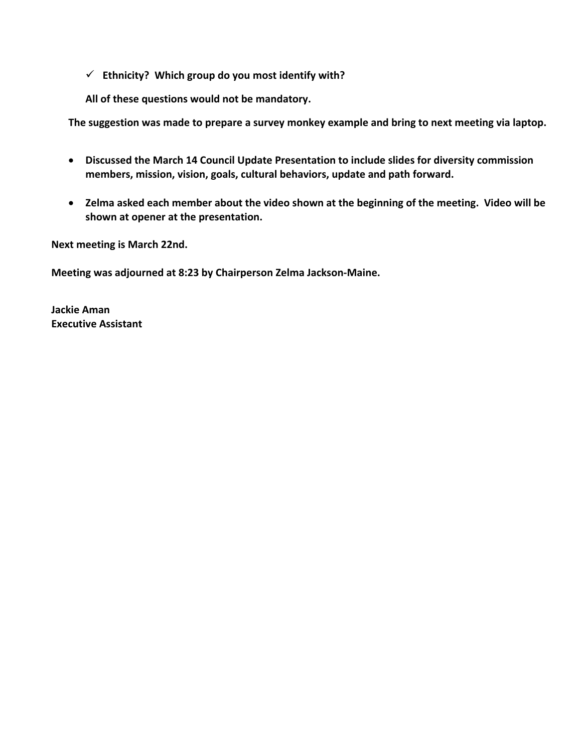- ✓ **Ethnicity? Which group do you most identify with?**

  **All of these questions would not be mandatory.**

**The suggestion was made to prepare a survey monkey example and bring to next meeting via laptop.**

- **Discussed the March 14 Council Update Presentation to include slides for diversity commission members, mission, vision, goals, cultural behaviors, update and path forward.**

- **Zelma asked each member about the video shown at the beginning of the meeting. Video will be shown at opener at the presentation.**

**Next meeting is March 22nd.**

**Meeting was adjourned at 8:23 by Chairperson Zelma Jackson-Maine.**

**Jackie Aman**
**Executive Assistant**